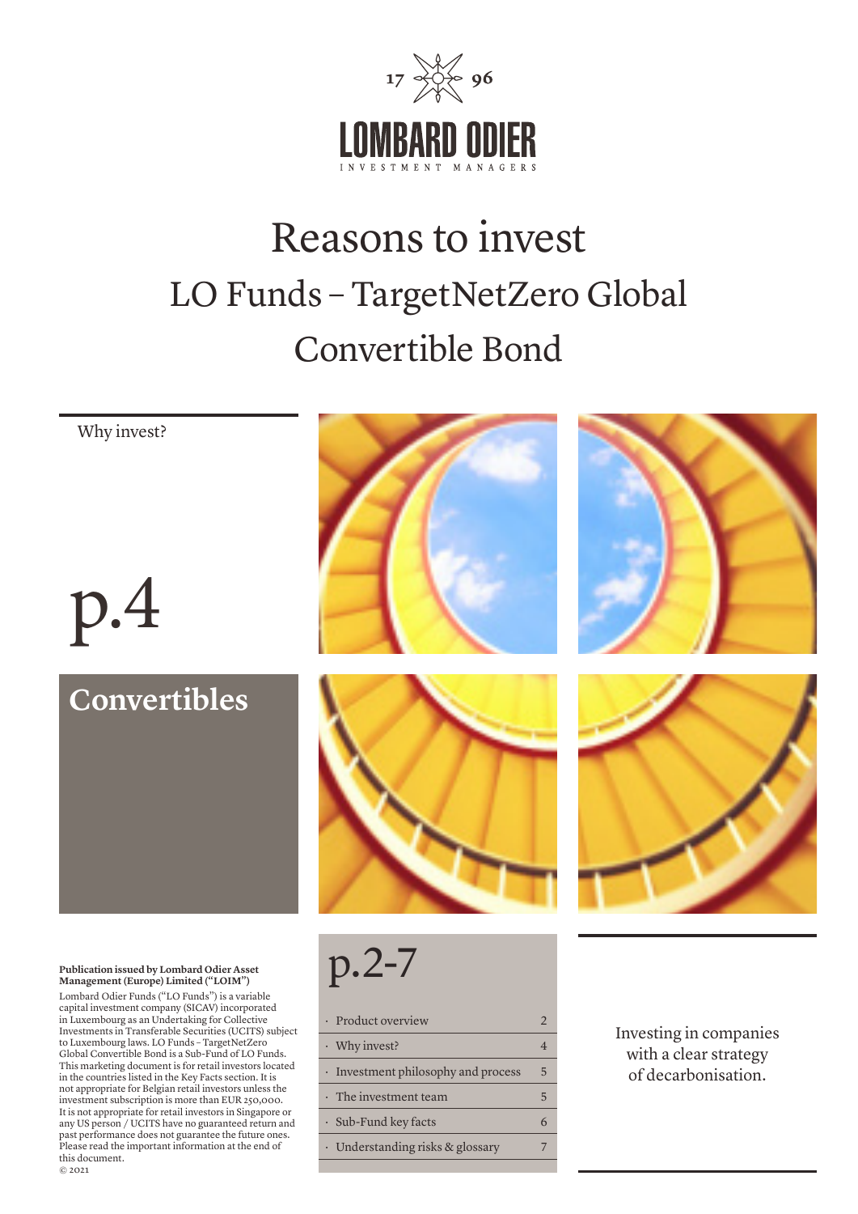17 96

LOMBARD ODIER

INVESTMENT MANAGERS

# Reasons to invest

## LO Funds – TargetNetZero Global Convertible Bond

Why invest?

p.4

**Convertibles**

p.2-7

| | |
|---|---|
| · Product overview | 2 |
| · Why invest? | 4 |
| · Investment philosophy and process | 5 |
| · The investment team | 5 |
| · Sub-Fund key facts | 6 |
| · Understanding risks & glossary | 7 |

Investing in companies with a clear strategy of decarbonisation.

**Publication issued by Lombard Odier Asset Management (Europe) Limited ("LOIM")**

Lombard Odier Funds ("LO Funds") is a variable capital investment company (SICAV) incorporated in Luxembourg as an Undertaking for Collective Investments in Transferable Securities (UCITS) subject to Luxembourg laws. LO Funds – TargetNetZero Global Convertible Bond is a Sub-Fund of LO Funds. This marketing document is for retail investors located in the countries listed in the Key Facts section. It is not appropriate for Belgian retail investors unless the investment subscription is more than EUR 250,000. It is not appropriate for retail investors in Singapore or any US person / UCITS have no guaranteed return and past performance does not guarantee the future ones. Please read the important information at the end of this document.

© 2021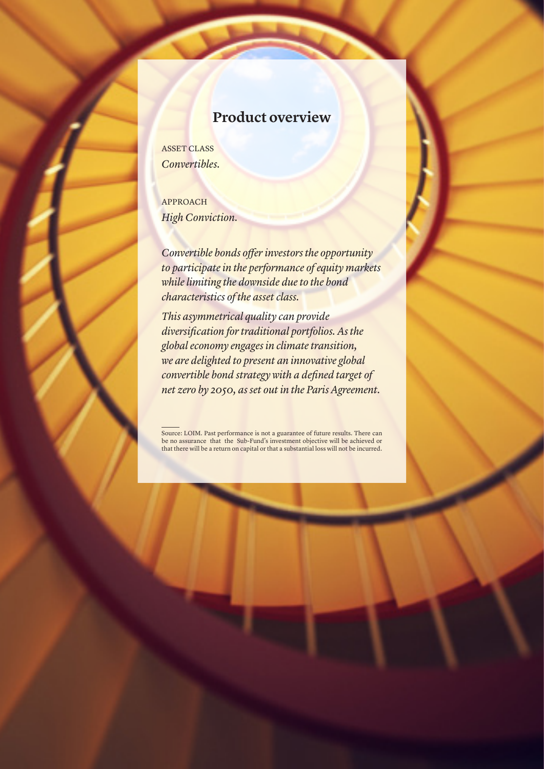## Product overview

ASSET CLASS

*Convertibles.*

APPROACH

*High Conviction.*

*Convertible bonds offer investors the opportunity to participate in the performance of equity markets while limiting the downside due to the bond characteristics of the asset class.*

*This asymmetrical quality can provide diversification for traditional portfolios. As the global economy engages in climate transition, we are delighted to present an innovative global convertible bond strategy with a defined target of net zero by 2050, as set out in the Paris Agreement.*

Source: LOIM. Past performance is not a guarantee of future results. There can be no assurance that the Sub-Fund's investment objective will be achieved or that there will be a return on capital or that a substantial loss will not be incurred.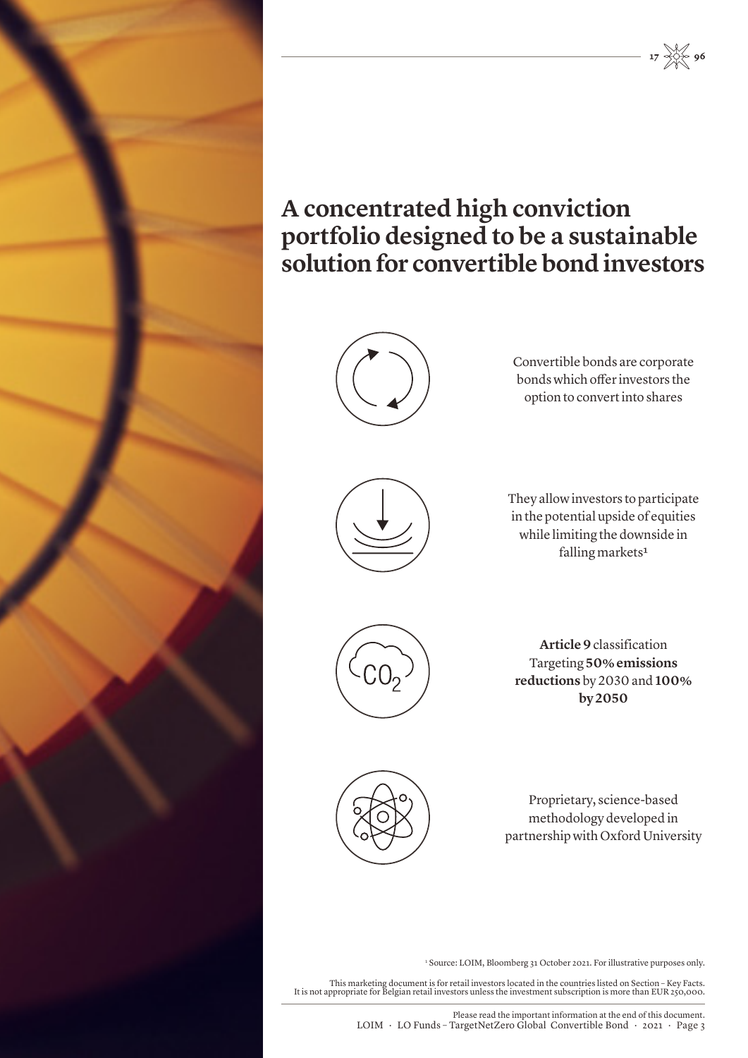# A concentrated high conviction portfolio designed to be a sustainable solution for convertible bond investors

Convertible bonds are corporate bonds which offer investors the option to convert into shares

They allow investors to participate in the potential upside of equities while limiting the downside in falling markets[1]

**Article 9** classification
Targeting **50% emissions reductions** by 2030 and **100% by 2050**

Proprietary, science-based methodology developed in partnership with Oxford University

[1] Source: LOIM, Bloomberg 31 October 2021. For illustrative purposes only.

This marketing document is for retail investors located in the countries listed on Section – Key Facts.
It is not appropriate for Belgian retail investors unless the investment subscription is more than EUR 250,000.

Please read the important information at the end of this document.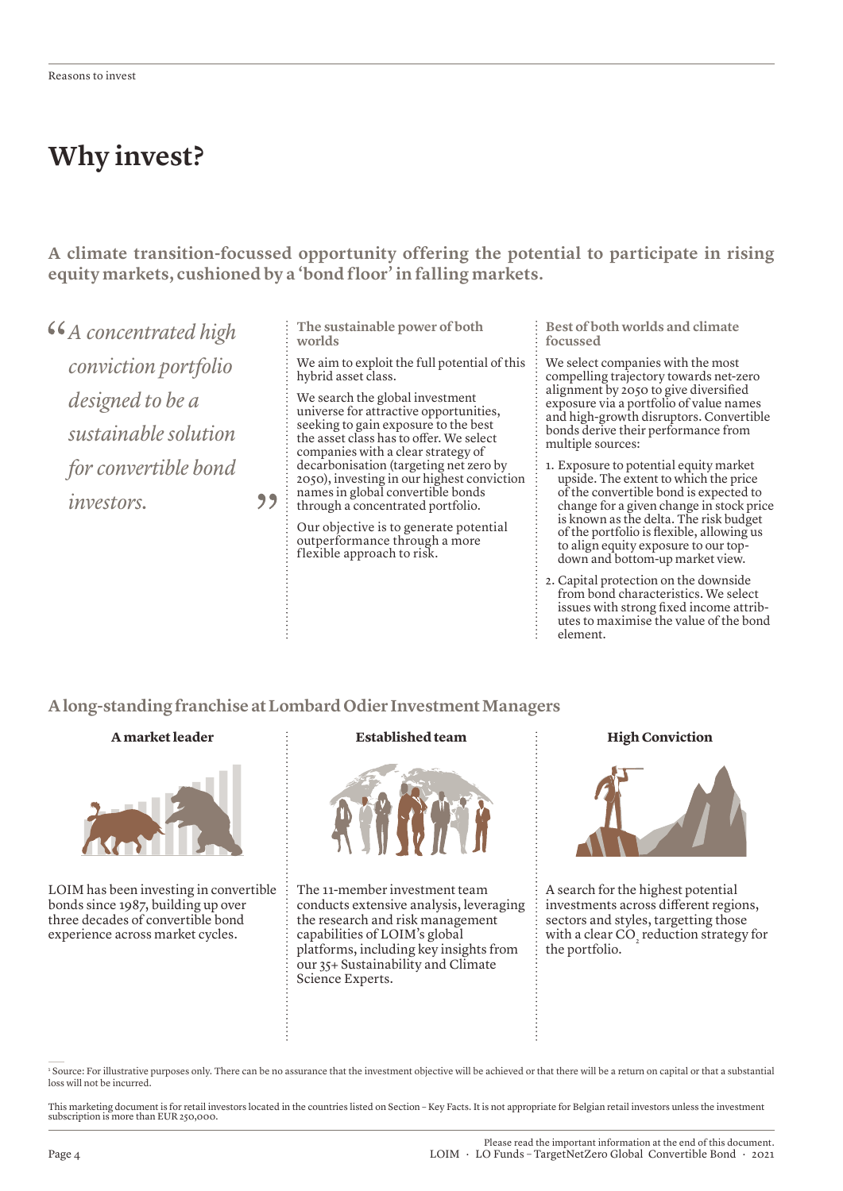# Why invest?

**A climate transition-focussed opportunity offering the potential to participate in rising equity markets, cushioned by a 'bond floor' in falling markets.**

> *"A concentrated high conviction portfolio designed to be a sustainable solution for convertible bond investors."*

### The sustainable power of both worlds

We aim to exploit the full potential of this hybrid asset class.

We search the global investment universe for attractive opportunities, seeking to gain exposure to the best the asset class has to offer. We select companies with a clear strategy of decarbonisation (targeting net zero by 2050), investing in our highest conviction names in global convertible bonds through a concentrated portfolio.

Our objective is to generate potential outperformance through a more flexible approach to risk.

### Best of both worlds and climate focussed

We select companies with the most compelling trajectory towards net-zero alignment by 2050 to give diversified exposure via a portfolio of value names and high-growth disruptors. Convertible bonds derive their performance from multiple sources:

1. Exposure to potential equity market upside. The extent to which the price of the convertible bond is expected to change for a given change in stock price is known as the delta. The risk budget of the portfolio is flexible, allowing us to align equity exposure to our top-down and bottom-up market view.
2. Capital protection on the downside from bond characteristics. We select issues with strong fixed income attributes to maximise the value of the bond element.

## A long-standing franchise at Lombard Odier Investment Managers

### A market leader

LOIM has been investing in convertible bonds since 1987, building up over three decades of convertible bond experience across market cycles.

### Established team

The 11-member investment team conducts extensive analysis, leveraging the research and risk management capabilities of LOIM's global platforms, including key insights from our 35+ Sustainability and Climate Science Experts.

### High Conviction

A search for the highest potential investments across different regions, sectors and styles, targetting those with a clear $CO_2$ reduction strategy for the portfolio.

[1] Source: For illustrative purposes only. There can be no assurance that the investment objective will be achieved or that there will be a return on capital or that a substantial loss will not be incurred.

This marketing document is for retail investors located in the countries listed on Section – Key Facts. It is not appropriate for Belgian retail investors unless the investment subscription is more than EUR 250,000.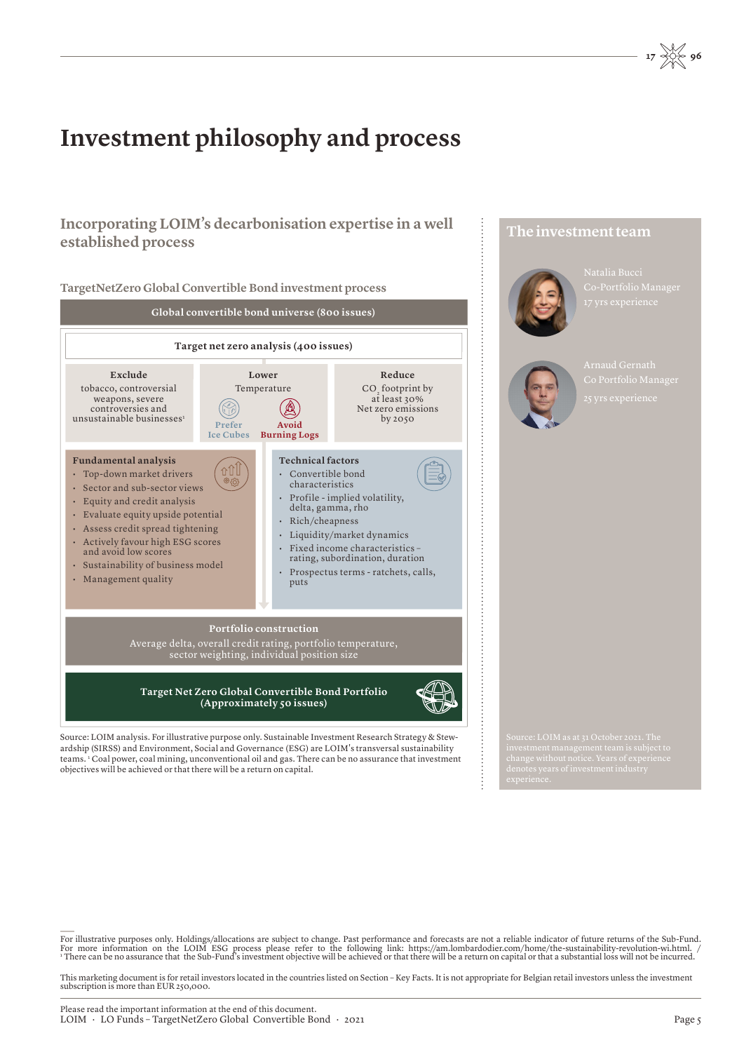# Investment philosophy and process

## Incorporating LOIM's decarbonisation expertise in a well established process

### TargetNetZero Global Convertible Bond investment process

**Global convertible bond universe (800 issues)**

**Target net zero analysis (400 issues)**

**Exclude**
tobacco, controversial weapons, severe controversies and unsustainable businesses[1]

**Lower**
Temperature
Prefer Ice Cubes | Avoid Burning Logs

**Reduce**
$CO_2$ footprint by at least 30%
Net zero emissions by 2050

**Fundamental analysis**
- Top-down market drivers
- Sector and sub-sector views
- Equity and credit analysis
- Evaluate equity upside potential
- Assess credit spread tightening
- Actively favour high ESG scores and avoid low scores
- Sustainability of business model
- Management quality

**Technical factors**
- Convertible bond characteristics
- Profile - implied volatility, delta, gamma, rho
- Rich/cheapness
- Liquidity/market dynamics
- Fixed income characteristics – rating, subordination, duration
- Prospectus terms - ratchets, calls, puts

**Portfolio construction**
Average delta, overall credit rating, portfolio temperature, sector weighting, individual position size

**Target Net Zero Global Convertible Bond Portfolio (Approximately 50 issues)**

Source: LOIM analysis. For illustrative purpose only. Sustainable Investment Research Strategy & Stewardship (SIRSS) and Environment, Social and Governance (ESG) are LOIM's transversal sustainability teams. [1] Coal power, coal mining, unconventional oil and gas. There can be no assurance that investment objectives will be achieved or that there will be a return on capital.

## The investment team

Natalia Bucci
Co-Portfolio Manager
17 yrs experience

Arnaud Gernath
Co Portfolio Manager
25 yrs experience

Source: LOIM as at 31 October 2021. The investment management team is subject to change without notice. Years of experience denotes years of investment industry experience.

For illustrative purposes only. Holdings/allocations are subject to change. Past performance and forecasts are not a reliable indicator of future returns of the Sub-Fund. For more information on the LOIM ESG process please refer to the following link: https://am.lombardodier.com/home/the-sustainability-revolution-wi.html. / [1] There can be no assurance that the Sub-Fund's investment objective will be achieved or that there will be a return on capital or that a substantial loss will not be incurred.

This marketing document is for retail investors located in the countries listed on Section – Key Facts. It is not appropriate for Belgian retail investors unless the investment subscription is more than EUR 250,000.

Please read the important information at the end of this document.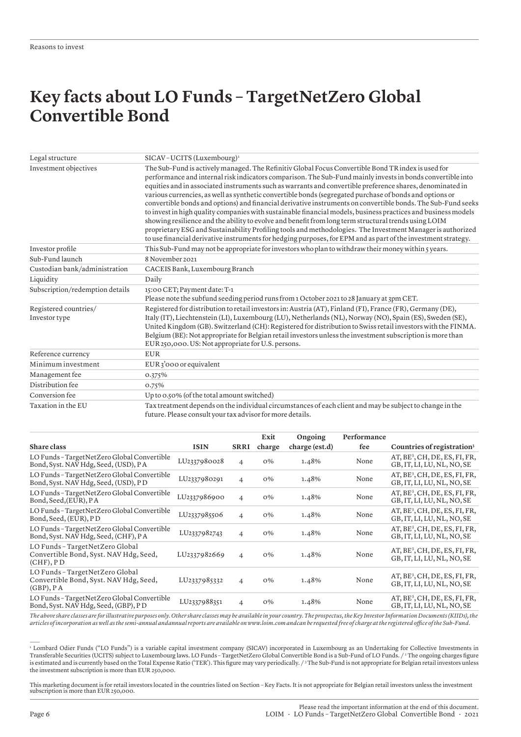# Key facts about LO Funds – TargetNetZero Global Convertible Bond

| | |
|---|---|
| Legal structure | SICAV – UCITS (Luxembourg)[1] |
| Investment objectives | The Sub-Fund is actively managed. The Refinitiv Global Focus Convertible Bond TR index is used for performance and internal risk indicators comparison. The Sub-Fund mainly invests in bonds convertible into equities and in associated instruments such as warrants and convertible preference shares, denominated in various currencies, as well as synthetic convertible bonds (segregated purchase of bonds and options or convertible bonds and options) and financial derivative instruments on convertible bonds. The Sub-Fund seeks to invest in high quality companies with sustainable financial models, business practices and business models showing resilience and the ability to evolve and benefit from long term structural trends using LOIM proprietary ESG and Sustainability Profiling tools and methodologies. The Investment Manager is authorized to use financial derivative instruments for hedging purposes, for EPM and as part of the investment strategy. |
| Investor profile | This Sub-Fund may not be appropriate for investors who plan to withdraw their money within 5 years. |
| Sub-Fund launch | 8 November 2021 |
| Custodian bank/administration | CACEIS Bank, Luxembourg Branch |
| Liquidity | Daily |
| Subscription/redemption details | 15:00 CET; Payment date: T-1<br>Please note the subfund seeding period runs from 1 October 2021 to 28 January at 3pm CET. |
| Registered countries/<br>Investor type | Registered for distribution to retail investors in: Austria (AT), Finland (FI), France (FR), Germany (DE), Italy (IT), Liechtenstein (LI), Luxembourg (LU), Netherlands (NL), Norway (NO), Spain (ES), Sweden (SE), United Kingdom (GB). Switzerland (CH): Registered for distribution to Swiss retail investors with the FINMA. Belgium (BE): Not appropriate for Belgian retail investors unless the investment subscription is more than EUR 250,000. US: Not appropriate for U.S. persons. |
| Reference currency | EUR |
| Minimum investment | EUR 3'000 or equivalent |
| Management fee | 0.375% |
| Distribution fee | 0.75% |
| Conversion fee | Up to 0.50% (of the total amount switched) |
| Taxation in the EU | Tax treatment depends on the individual circumstances of each client and may be subject to change in the future. Please consult your tax advisor for more details. |

| Share class | ISIN | SRRI | Exit charge | Ongoing charge (est.d) | Performance fee | Countries of registration[3] |
|---|---|---|---|---|---|---|
| LO Funds – TargetNetZero Global Convertible Bond, Syst. NAV Hdg, Seed, (USD), P A | LU2337980028 | 4 | 0% | 1.48% | None | AT, BE[3], CH, DE, ES, FI, FR, GB, IT, LI, LU, NL, NO, SE |
| LO Funds – TargetNetZero Global Convertible Bond, Syst. NAV Hdg, Seed, (USD), P D | LU2337980291 | 4 | 0% | 1.48% | None | AT, BE[3], CH, DE, ES, FI, FR, GB, IT, LI, LU, NL, NO, SE |
| LO Funds – TargetNetZero Global Convertible Bond, Seed,(EUR), P A | LU2337986900 | 4 | 0% | 1.48% | None | AT, BE[3], CH, DE, ES, FI, FR, GB, IT, LI, LU, NL, NO, SE |
| LO Funds – TargetNetZero Global Convertible Bond, Seed, (EUR), P D | LU2337985506 | 4 | 0% | 1.48% | None | AT, BE[3], CH, DE, ES, FI, FR, GB, IT, LI, LU, NL, NO, SE |
| LO Funds – TargetNetZero Global Convertible Bond, Syst. NAV Hdg, Seed, (CHF), P A | LU2337982743 | 4 | 0% | 1.48% | None | AT, BE[3], CH, DE, ES, FI, FR, GB, IT, LI, LU, NL, NO, SE |
| LO Funds – TargetNetZero Global Convertible Bond, Syst. NAV Hdg, Seed, (CHF), P D | LU2337982669 | 4 | 0% | 1.48% | None | AT, BE[3], CH, DE, ES, FI, FR, GB, IT, LI, LU, NL, NO, SE |
| LO Funds – TargetNetZero Global Convertible Bond, Syst. NAV Hdg, Seed, (GBP), P A | LU2337985332 | 4 | 0% | 1.48% | None | AT, BE[3], CH, DE, ES, FI, FR, GB, IT, LI, LU, NL, NO, SE |
| LO Funds – TargetNetZero Global Convertible Bond, Syst. NAV Hdg, Seed, (GBP), P D | LU2337988351 | 4 | 0% | 1.48% | None | AT, BE[3], CH, DE, ES, FI, FR, GB, IT, LI, LU, NL, NO, SE |

*The above share classes are for illustrative purposes only. Other share classes may be available in your country. The prospectus, the Key Investor Information Documents (KIIDs), the articles of incorporation as well as the semi-annual and annual reports are available on www.loim.com and can be requested free of charge at the registered office of the Sub-Fund.*

[1] Lombard Odier Funds ("LO Funds") is a variable capital investment company (SICAV) incorporated in Luxembourg as an Undertaking for Collective Investments in Transferable Securities (UCITS) subject to Luxembourg laws. LO Funds – TargetNetZero Global Convertible Bond is a Sub-Fund of LO Funds. / [2] The ongoing charges figure is estimated and is currently based on the Total Expense Ratio ('TER'). This figure may vary periodically. / [3] The Sub-Fund is not appropriate for Belgian retail investors unless the investment subscription is more than EUR 250,000.

This marketing document is for retail investors located in the countries listed on Section – Key Facts. It is not appropriate for Belgian retail investors unless the investment subscription is more than EUR 250,000.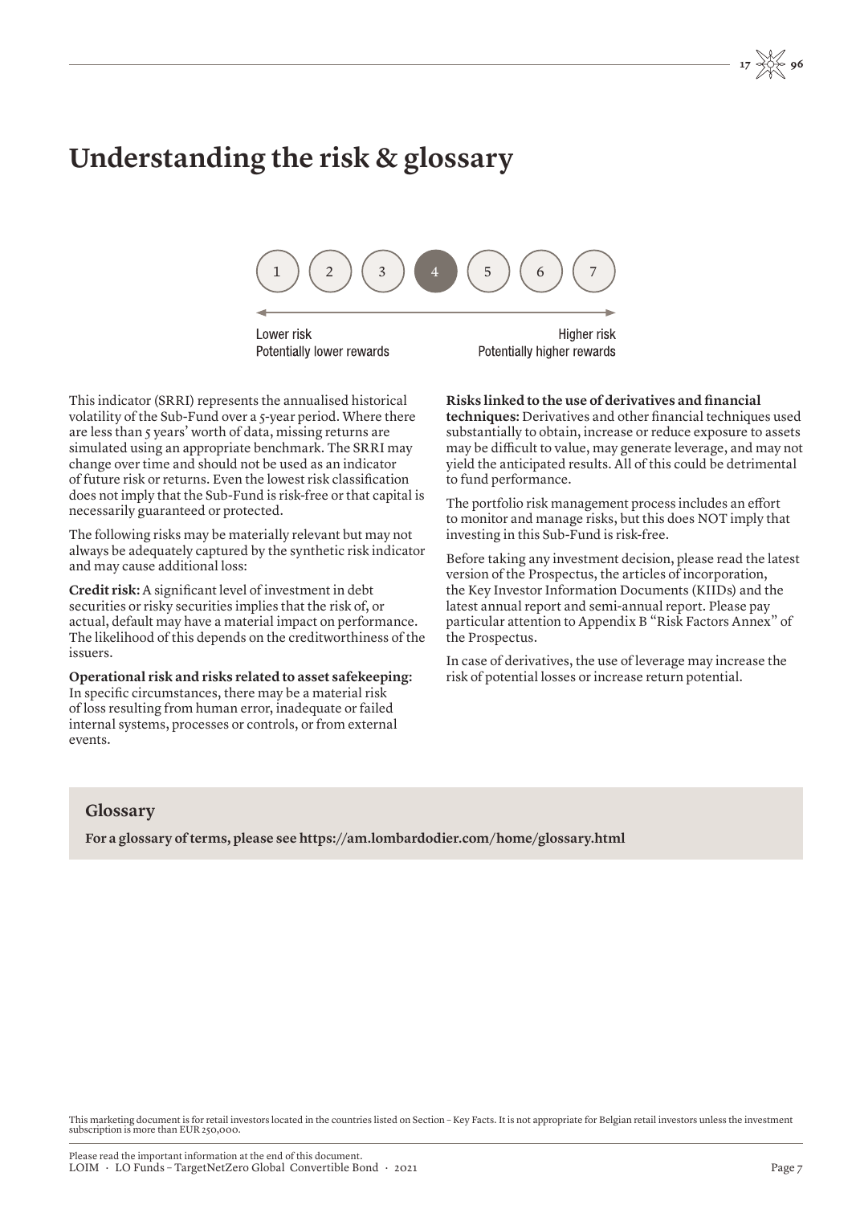# Understanding the risk & glossary

| 1 | 2 | 3 | **4** | 5 | 6 | 7 |
|---|---|---|---|---|---|---|

Lower risk
Potentially lower rewards

Higher risk
Potentially higher rewards

This indicator (SRRI) represents the annualised historical volatility of the Sub-Fund over a 5-year period. Where there are less than 5 years' worth of data, missing returns are simulated using an appropriate benchmark. The SRRI may change over time and should not be used as an indicator of future risk or returns. Even the lowest risk classification does not imply that the Sub-Fund is risk-free or that capital is necessarily guaranteed or protected.

The following risks may be materially relevant but may not always be adequately captured by the synthetic risk indicator and may cause additional loss:

**Credit risk:** A significant level of investment in debt securities or risky securities implies that the risk of, or actual, default may have a material impact on performance. The likelihood of this depends on the creditworthiness of the issuers.

**Operational risk and risks related to asset safekeeping:** In specific circumstances, there may be a material risk of loss resulting from human error, inadequate or failed internal systems, processes or controls, or from external events.

**Risks linked to the use of derivatives and financial techniques:** Derivatives and other financial techniques used substantially to obtain, increase or reduce exposure to assets may be difficult to value, may generate leverage, and may not yield the anticipated results. All of this could be detrimental to fund performance.

The portfolio risk management process includes an effort to monitor and manage risks, but this does NOT imply that investing in this Sub-Fund is risk-free.

Before taking any investment decision, please read the latest version of the Prospectus, the articles of incorporation, the Key Investor Information Documents (KIIDs) and the latest annual report and semi-annual report. Please pay particular attention to Appendix B "Risk Factors Annex" of the Prospectus.

In case of derivatives, the use of leverage may increase the risk of potential losses or increase return potential.

## Glossary

**For a glossary of terms, please see https://am.lombardodier.com/home/glossary.html**

This marketing document is for retail investors located in the countries listed on Section – Key Facts. It is not appropriate for Belgian retail investors unless the investment subscription is more than EUR 250,000.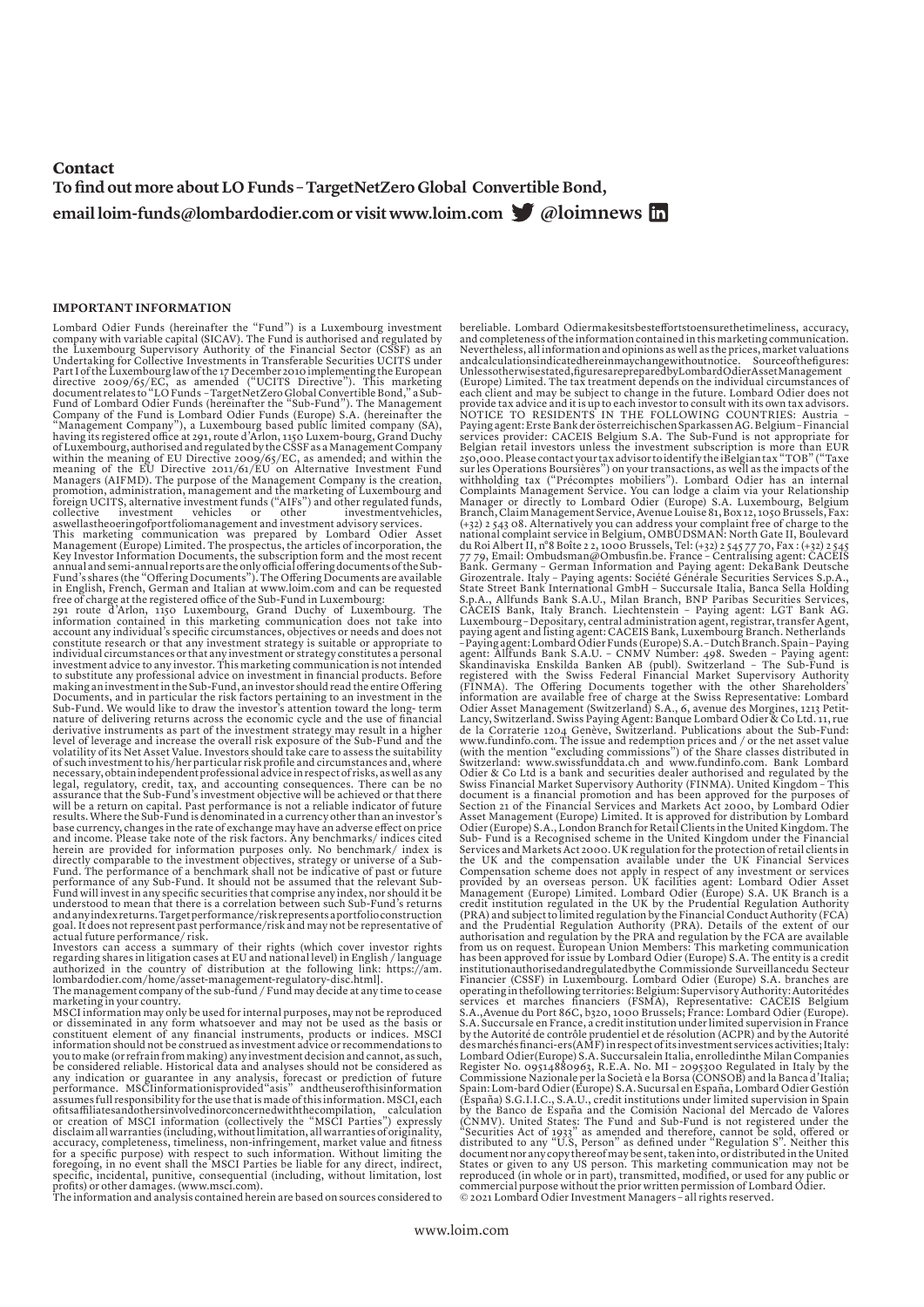## Contact

**To find out more about LO Funds – TargetNetZero Global Convertible Bond, email loim-funds@lombardodier.com or visit www.loim.com @loimnews**

### IMPORTANT INFORMATION

Lombard Odier Funds (hereinafter the "Fund") is a Luxembourg investment company with variable capital (SICAV). The Fund is authorised and regulated by the Luxembourg Supervisory Authority of the Financial Sector (CSSF) as an Undertaking for Collective Investments in Transferable Securities UCITS under Part I of the Luxembourg law of the 17 December 2010 implementing the European directive 2009/65/EC, as amended ("UCITS Directive"). This marketing document relates to "LO Funds – TargetNetZero Global Convertible Bond," a Sub-Fund of Lombard Odier Funds (hereinafter the "Sub-Fund"). The Management Company of the Fund is Lombard Odier Funds (Europe) S.A. (hereinafter the "Management Company"), a Luxembourg based public limited company (SA), having its registered office at 291, route d'Arlon, 1150 Luxem-bourg, Grand Duchy of Luxembourg, authorised and regulated by the CSSF as a Management Company within the meaning of EU Directive 2009/65/EC, as amended; and within the meaning of the EU Directive 2011/61/EU on Alternative Investment Fund Managers (AIFMD). The purpose of the Management Company is the creation, promotion, administration, management and the marketing of Luxembourg and foreign UCITS, alternative investment funds ("AIFs") and other regulated funds, collective investment vehicles or other investmentvehicles, aswellastheoeringofportfoliomanagement and investment advisory services.

This marketing communication was prepared by Lombard Odier Asset Management (Europe) Limited. The prospectus, the articles of incorporation, the Key Investor Information Documents, the subscription form and the most recent annual and semi-annual reports are the only official offering documents of the Sub-Fund's shares (the "Offering Documents"). The Offering Documents are available in English, French, German and Italian at www.loim.com and can be requested free of charge at the registered office of the Sub-Fund in Luxembourg:

291 route d'Arlon, 1150 Luxembourg, Grand Duchy of Luxembourg. The information contained in this marketing communication does not take into account any individual's specific circumstances, objectives or needs and does not constitute research or that any investment strategy is suitable or appropriate to individual circumstances or that any investment or strategy constitutes a personal investment advice to any investor. This marketing communication is not intended to substitute any professional advice on investment in financial products. Before making an investment in the Sub-Fund, an investor should read the entire Offering Documents, and in particular the risk factors pertaining to an investment in the Sub-Fund. We would like to draw the investor's attention toward the long- term nature of delivering returns across the economic cycle and the use of financial derivative instruments as part of the investment strategy may result in a higher level of leverage and increase the overall risk exposure of the Sub-Fund and the volatility of its Net Asset Value. Investors should take care to assess the suitability of such investment to his/her particular risk profile and circumstances and, where necessary, obtain independent professional advice in respect of risks, as well as any legal, regulatory, credit, tax, and accounting consequences. There can be no assurance that the Sub-Fund's investment objective will be achieved or that there will be a return on capital. Past performance is not a reliable indicator of future results. Where the Sub-Fund is denominated in a currency other than an investor's base currency, changes in the rate of exchange may have an adverse effect on price and income. Please take note of the risk factors. Any benchmarks/ indices cited herein are provided for information purposes only. No benchmark/ index is directly comparable to the investment objectives, strategy or universe of a Sub-Fund. The performance of a benchmark shall not be indicative of past or future performance of any Sub-Fund. It should not be assumed that the relevant Sub-Fund will invest in any specific securities that comprise any index, nor should it be understood to mean that there is a correlation between such Sub-Fund's returns and any index returns. Target performance/risk represents a portfolio construction goal. It does not represent past performance/risk and may not be representative of actual future performance/ risk.

Investors can access a summary of their rights (which cover investor rights regarding shares in litigation cases at EU and national level) in English / language authorized in the country of distribution at the following link: https://am.lombardodier.com/home/asset-management-regulatory-disc.html].

The management company of the sub-fund / Fund may decide at any time to cease marketing in your country.

MSCI information may only be used for internal purposes, may not be reproduced or disseminated in any form whatsoever and may not be used as the basis or constituent element of any financial instruments, products or indices. MSCI information should not be construed as investment advice or recommendations to you to make (or refrain from making) any investment decision and cannot, as such, be considered reliable. Historical data and analyses should not be considered as any indication or guarantee in any analysis, forecast or prediction of future performance. MSCIinformationisprovided "asis" andtheuserofthisinformation assumes full responsibility for the use that is made of this information. MSCI, each ofitsaffiliatesandothersinvolvedinorconcernedwiththecompilation, calculation or creation of MSCI information (collectively the "MSCI Parties") expressly disclaim all warranties (including, without limitation, all warranties of originality, accuracy, completeness, timeliness, non-infringement, market value and fitness for a specific purpose) with respect to such information. Without limiting the foregoing, in no event shall the MSCI Parties be liable for any direct, indirect, specific, incidental, punitive, consequential (including, without limitation, lost profits) or other damages. (www.msci.com).

The information and analysis contained herein are based on sources considered to bereliable. Lombard Odiermakesitsbesteffortstoensurethetimeliness, accuracy, and completeness of the information contained in this marketing communication. Nevertheless, all information and opinions as well as the prices, market valuations andcalculationsindicatedhereinmaychangewithoutnotice. Sourceofthefigures: Unlessotherwisestated,figuresarepreparedbyLombardOdierAssetManagement (Europe) Limited. The tax treatment depends on the individual circumstances of each client and may be subject to change in the future. Lombard Odier does not provide tax advice and it is up to each investor to consult with its own tax advisors. NOTICE TO RESIDENTS IN THE FOLLOWING COUNTRIES: Austria – Paying agent: Erste Bank der österreichischen Sparkassen AG. Belgium – Financial services provider: CACEIS Belgium S.A. The Sub-Fund is not appropriate for Belgian retail investors unless the investment subscription is more than EUR 250,000. Please contact your tax advisor to identify the iBelgian tax "TOB" ("Taxe sur les Operations Boursières") on your transactions, as well as the impacts of the withholding tax ("Précomptes mobiliers"). Lombard Odier has an internal Complaints Management Service. You can lodge a claim via your Relationship Manager or directly to Lombard Odier (Europe) S.A. Luxembourg, Belgium Branch, Claim Management Service, Avenue Louise 81, Box 12, 1050 Brussels, Fax: (+32) 2 543 08. Alternatively you can address your complaint free of charge to the national complaint service in Belgium, OMBUDSMAN: North Gate II, Boulevard du Roi Albert II, n°8 Boîte 2 2, 1000 Brussels, Tel: (+32) 2 545 77 70, Fax : (+32) 2 545 77 79, Email: Ombudsman@Ombusfin.be. France – Centralising agent: CACEIS Bank. Germany – German Information and Paying agent: DekaBank Deutsche Girozentrale. Italy – Paying agents: Société Générale Securities Services S.p.A., State Street Bank International GmbH – Succursale Italia, Banca Sella Holding S.p.A., Allfunds Bank S.A.U., Milan Branch, BNP Paribas Securities Services, CACEIS Bank, Italy Branch. Liechtenstein – Paying agent: LGT Bank AG. Luxembourg – Depositary, central administration agent, registrar, transfer Agent, paying agent and listing agent: CACEIS Bank, Luxembourg Branch. Netherlands – Paying agent: Lombard Odier Funds (Europe) S.A. – Dutch Branch. Spain – Paying agent: Allfunds Bank S.A.U. – CNMV Number: 498. Sweden – Paying agent: Skandinaviska Enskilda Banken AB (publ). Switzerland – The Sub-Fund is registered with the Swiss Federal Financial Market Supervisory Authority (FINMA). The Offering Documents together with the other Shareholders' information are available free of charge at the Swiss Representative: Lombard Odier Asset Management (Switzerland) S.A., 6, avenue des Morgines, 1213 Petit-Lancy, Switzerland. Swiss Paying Agent: Banque Lombard Odier & Co Ltd. 11, rue de la Corraterie 1204 Genève, Switzerland. Publications about the Sub-Fund: www.fundinfo.com. The issue and redemption prices and / or the net asset value (with the mention "excluding commissions") of the Share classes distributed in Switzerland: www.swissfunddata.ch and www.fundinfo.com. Bank Lombard Odier & Co Ltd is a bank and securities dealer authorised and regulated by the Swiss Financial Market Supervisory Authority (FINMA). United Kingdom – This document is a financial promotion and has been approved for the purposes of Section 21 of the Financial Services and Markets Act 2000, by Lombard Odier Asset Management (Europe) Limited. It is approved for distribution by Lombard Odier (Europe) S.A., London Branch for Retail Clients in the United Kingdom. The Sub- Fund is a Recognised scheme in the United Kingdom under the Financial Services and Markets Act 2000. UK regulation for the protection of retail clients in the UK and the compensation available under the UK Financial Services Compensation scheme does not apply in respect of any investment or services provided by an overseas person. UK facilities agent: Lombard Odier Asset Management (Europe) Limited. Lombard Odier (Europe) S.A. UK Branch is a credit institution regulated in the UK by the Prudential Regulation Authority (PRA) and subject to limited regulation by the Financial Conduct Authority (FCA) and the Prudential Regulation Authority (PRA). Details of the extent of our authorisation and regulation by the PRA and regulation by the FCA are available from us on request. European Union Members: This marketing communication has been approved for issue by Lombard Odier (Europe) S.A. The entity is a credit institutionauthorisedandregulatedbythe Commissionde Surveillancedu Secteur Financier (CSSF) in Luxembourg. Lombard Odier (Europe) S.A. branches are operating in the following territories: Belgium: Supervisory Authority: Autoritédes services et marches financiers (FSMA), Representative: CACEIS Belgium S.A., Avenue du Port 86C, b320, 1000 Brussels; France: Lombard Odier (Europe). S.A. Succursale en France, a credit institution under limited supervision in France by the Autorité de contrôle prudentiel et de résolution (ACPR) and by the Autorité des marchés financi-ers (AMF) in respect of its investment services activities; Italy: Lombard Odier(Europe) S.A. Succursalein Italia, enrolledinthe Milan Companies Register No. 09514880963, R.E.A. No. MI – 2095300 Regulated in Italy by the Commissione Nazionale per la Società e la Borsa (CONSOB) and la Banca d'Italia; Spain: Lom-bard Odier (Europe) S.A. Sucursal en España, Lombard Odier Gestión (España) S.G.I.I.C., S.A.U., credit institutions under limited supervision in Spain by the Banco de España and the Comisión Nacional del Mercado de Valores (CNMV). United States: The Fund and Sub-Fund is not registered under the "Securities Act of 1933" as amended and therefore, cannot be sold, offered or distributed to any "U.S, Person" as defined under "Regulation S". Neither this document nor any copy thereof may be sent, taken into, or distributed in the United States or given to any US person. This marketing communication may not be reproduced (in whole or in part), transmitted, modified, or used for any public or commercial purpose without the prior written permission of Lombard Odier.

© 2021 Lombard Odier Investment Managers – all rights reserved.

www.loim.com